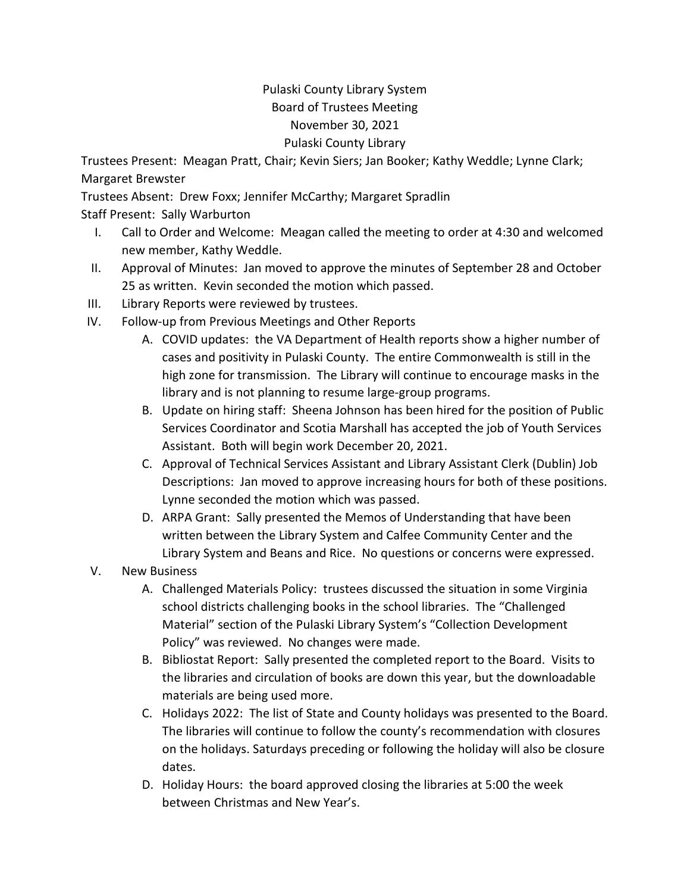Pulaski County Library System
Board of Trustees Meeting
November 30, 2021
Pulaski County Library

Trustees Present: Meagan Pratt, Chair; Kevin Siers; Jan Booker; Kathy Weddle; Lynne Clark; Margaret Brewster

Trustees Absent: Drew Foxx; Jennifer McCarthy; Margaret Spradlin

Staff Present: Sally Warburton

I. Call to Order and Welcome: Meagan called the meeting to order at 4:30 and welcomed new member, Kathy Weddle.

II. Approval of Minutes: Jan moved to approve the minutes of September 28 and October 25 as written. Kevin seconded the motion which passed.

III. Library Reports were reviewed by trustees.

IV. Follow-up from Previous Meetings and Other Reports

   A. COVID updates: the VA Department of Health reports show a higher number of cases and positivity in Pulaski County. The entire Commonwealth is still in the high zone for transmission. The Library will continue to encourage masks in the library and is not planning to resume large-group programs.

   B. Update on hiring staff: Sheena Johnson has been hired for the position of Public Services Coordinator and Scotia Marshall has accepted the job of Youth Services Assistant. Both will begin work December 20, 2021.

   C. Approval of Technical Services Assistant and Library Assistant Clerk (Dublin) Job Descriptions: Jan moved to approve increasing hours for both of these positions. Lynne seconded the motion which was passed.

   D. ARPA Grant: Sally presented the Memos of Understanding that have been written between the Library System and Calfee Community Center and the Library System and Beans and Rice. No questions or concerns were expressed.

V. New Business

   A. Challenged Materials Policy: trustees discussed the situation in some Virginia school districts challenging books in the school libraries. The "Challenged Material" section of the Pulaski Library System's "Collection Development Policy" was reviewed. No changes were made.

   B. Bibliostat Report: Sally presented the completed report to the Board. Visits to the libraries and circulation of books are down this year, but the downloadable materials are being used more.

   C. Holidays 2022: The list of State and County holidays was presented to the Board. The libraries will continue to follow the county's recommendation with closures on the holidays. Saturdays preceding or following the holiday will also be closure dates.

   D. Holiday Hours: the board approved closing the libraries at 5:00 the week between Christmas and New Year's.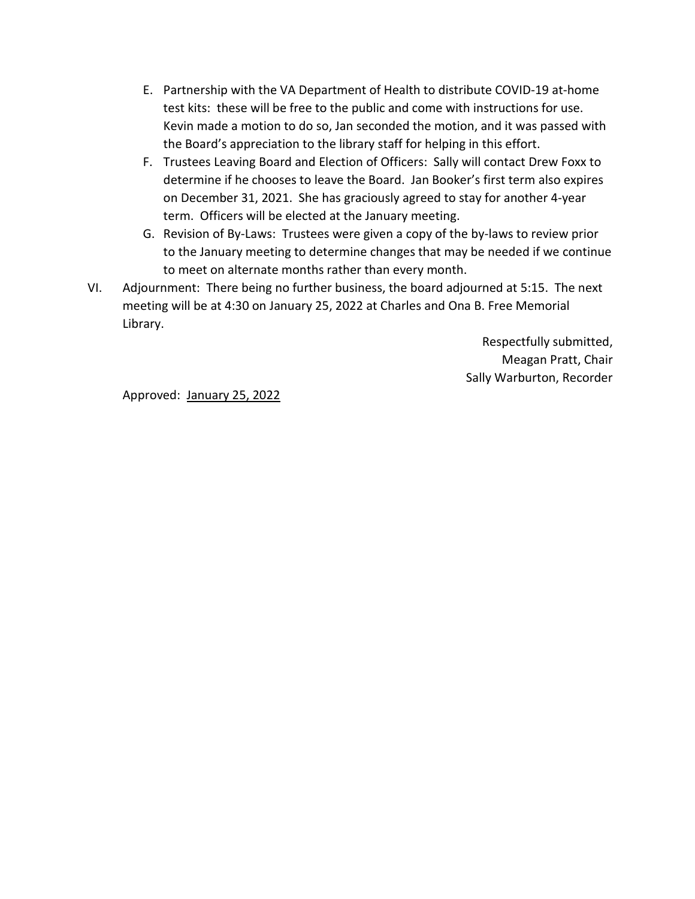E. Partnership with the VA Department of Health to distribute COVID-19 at-home test kits: these will be free to the public and come with instructions for use. Kevin made a motion to do so, Jan seconded the motion, and it was passed with the Board's appreciation to the library staff for helping in this effort.

F. Trustees Leaving Board and Election of Officers: Sally will contact Drew Foxx to determine if he chooses to leave the Board. Jan Booker's first term also expires on December 31, 2021. She has graciously agreed to stay for another 4-year term. Officers will be elected at the January meeting.

G. Revision of By-Laws: Trustees were given a copy of the by-laws to review prior to the January meeting to determine changes that may be needed if we continue to meet on alternate months rather than every month.

VI. Adjournment: There being no further business, the board adjourned at 5:15. The next meeting will be at 4:30 on January 25, 2022 at Charles and Ona B. Free Memorial Library.

Respectfully submitted,
Meagan Pratt, Chair
Sally Warburton, Recorder

Approved: January 25, 2022